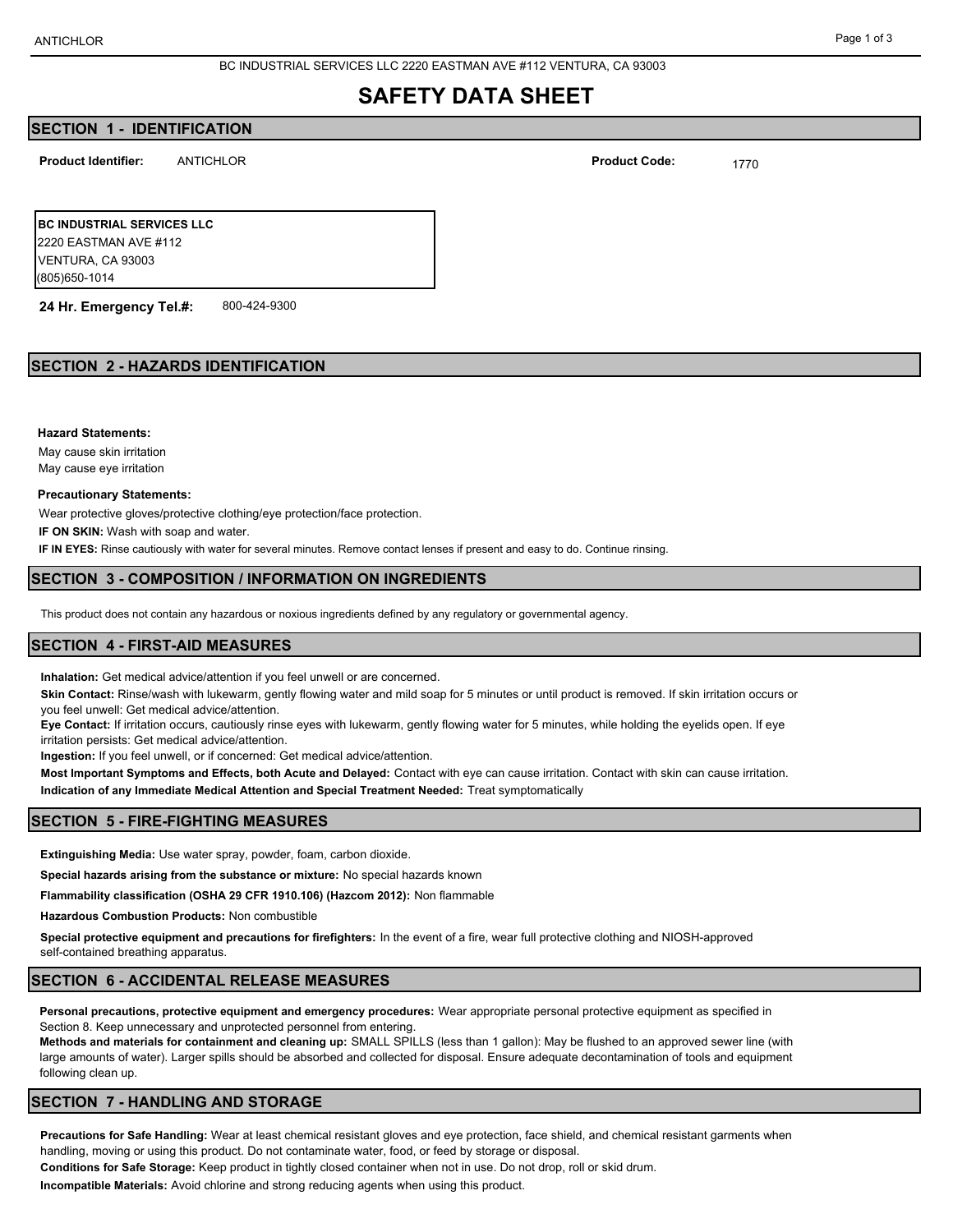BC INDUSTRIAL SERVICES LLC 2220 EASTMAN AVE #112 VENTURA, CA 93003

# SAFETY DATA SHEET

## SECTION 1 - IDENTIFICATION

**Product Identifier:** ANTICHLOR

**Product Code:** 1770

**BC INDUSTRIAL SERVICES LLC**
2220 EASTMAN AVE #112
VENTURA, CA 93003
(805)650-1014

**24 Hr. Emergency Tel.#:** 800-424-9300

## SECTION 2 - HAZARDS IDENTIFICATION

**Hazard Statements:**

May cause skin irritation
May cause eye irritation

**Precautionary Statements:**

Wear protective gloves/protective clothing/eye protection/face protection.

**IF ON SKIN:** Wash with soap and water.

**IF IN EYES:** Rinse cautiously with water for several minutes. Remove contact lenses if present and easy to do. Continue rinsing.

## SECTION 3 - COMPOSITION / INFORMATION ON INGREDIENTS

This product does not contain any hazardous or noxious ingredients defined by any regulatory or governmental agency.

## SECTION 4 - FIRST-AID MEASURES

**Inhalation:** Get medical advice/attention if you feel unwell or are concerned.

**Skin Contact:** Rinse/wash with lukewarm, gently flowing water and mild soap for 5 minutes or until product is removed. If skin irritation occurs or you feel unwell: Get medical advice/attention.

**Eye Contact:** If irritation occurs, cautiously rinse eyes with lukewarm, gently flowing water for 5 minutes, while holding the eyelids open. If eye irritation persists: Get medical advice/attention.

**Ingestion:** If you feel unwell, or if concerned: Get medical advice/attention.

**Most Important Symptoms and Effects, both Acute and Delayed:** Contact with eye can cause irritation. Contact with skin can cause irritation.

**Indication of any Immediate Medical Attention and Special Treatment Needed:** Treat symptomatically

## SECTION 5 - FIRE-FIGHTING MEASURES

**Extinguishing Media:** Use water spray, powder, foam, carbon dioxide.

**Special hazards arising from the substance or mixture:** No special hazards known

**Flammability classification (OSHA 29 CFR 1910.106) (Hazcom 2012):** Non flammable

**Hazardous Combustion Products:** Non combustible

**Special protective equipment and precautions for firefighters:** In the event of a fire, wear full protective clothing and NIOSH-approved self-contained breathing apparatus.

## SECTION 6 - ACCIDENTAL RELEASE MEASURES

**Personal precautions, protective equipment and emergency procedures:** Wear appropriate personal protective equipment as specified in Section 8. Keep unnecessary and unprotected personnel from entering.

**Methods and materials for containment and cleaning up:** SMALL SPILLS (less than 1 gallon): May be flushed to an approved sewer line (with large amounts of water). Larger spills should be absorbed and collected for disposal. Ensure adequate decontamination of tools and equipment following clean up.

## SECTION 7 - HANDLING AND STORAGE

**Precautions for Safe Handling:** Wear at least chemical resistant gloves and eye protection, face shield, and chemical resistant garments when handling, moving or using this product. Do not contaminate water, food, or feed by storage or disposal.

**Conditions for Safe Storage:** Keep product in tightly closed container when not in use. Do not drop, roll or skid drum.

**Incompatible Materials:** Avoid chlorine and strong reducing agents when using this product.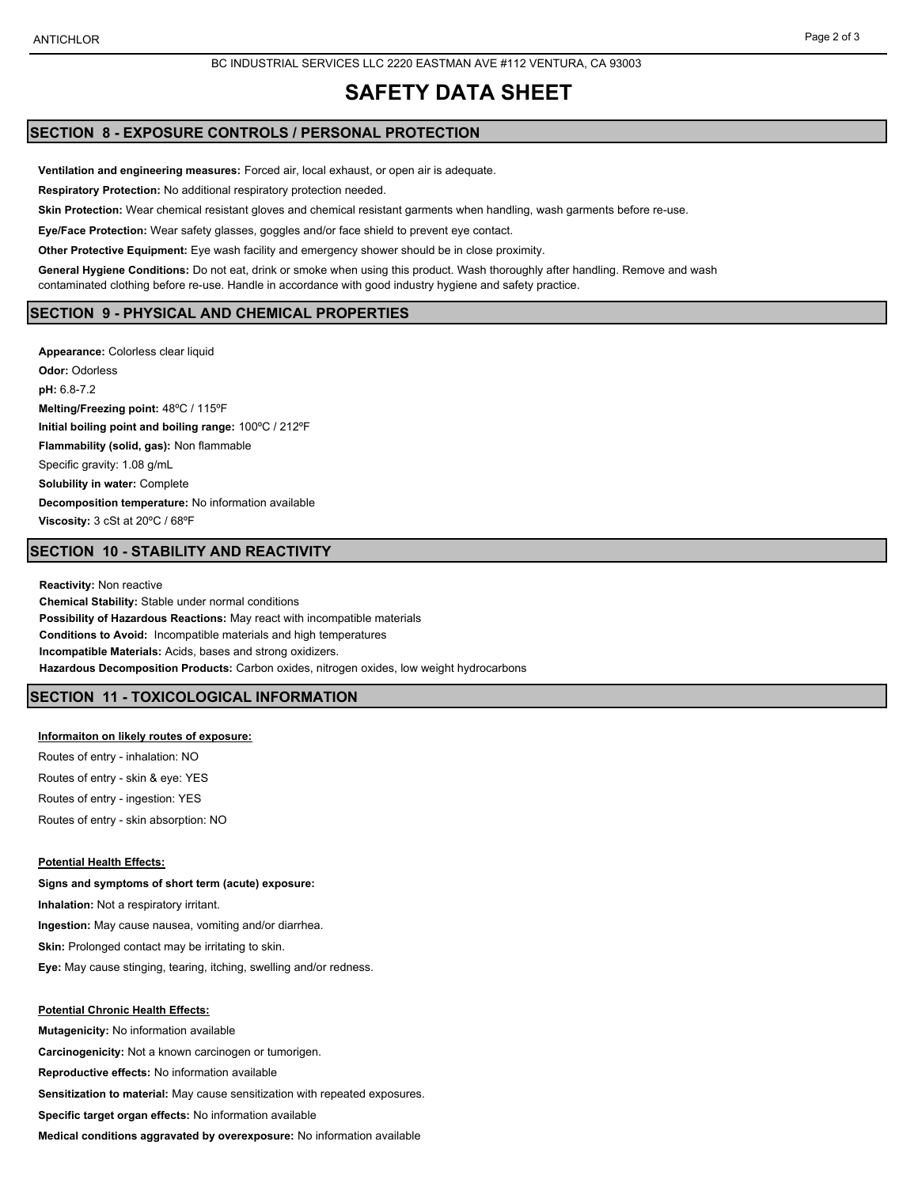BC INDUSTRIAL SERVICES LLC 2220 EASTMAN AVE #112 VENTURA, CA 93003

# SAFETY DATA SHEET

## SECTION 8 - EXPOSURE CONTROLS / PERSONAL PROTECTION

**Ventilation and engineering measures:** Forced air, local exhaust, or open air is adequate.

**Respiratory Protection:** No additional respiratory protection needed.

**Skin Protection:** Wear chemical resistant gloves and chemical resistant garments when handling, wash garments before re-use.

**Eye/Face Protection:** Wear safety glasses, goggles and/or face shield to prevent eye contact.

**Other Protective Equipment:** Eye wash facility and emergency shower should be in close proximity.

**General Hygiene Conditions:** Do not eat, drink or smoke when using this product. Wash thoroughly after handling. Remove and wash contaminated clothing before re-use. Handle in accordance with good industry hygiene and safety practice.

## SECTION 9 - PHYSICAL AND CHEMICAL PROPERTIES

**Appearance:** Colorless clear liquid

**Odor:** Odorless

**pH:** 6.8-7.2

**Melting/Freezing point:** 48ºC / 115ºF

**Initial boiling point and boiling range:** 100ºC / 212ºF

**Flammability (solid, gas):** Non flammable

Specific gravity: 1.08 g/mL

**Solubility in water:** Complete

**Decomposition temperature:** No information available

**Viscosity:** 3 cSt at 20ºC / 68ºF

## SECTION 10 - STABILITY AND REACTIVITY

**Reactivity:** Non reactive

**Chemical Stability:** Stable under normal conditions

**Possibility of Hazardous Reactions:** May react with incompatible materials

**Conditions to Avoid:** Incompatible materials and high temperatures

**Incompatible Materials:** Acids, bases and strong oxidizers.

**Hazardous Decomposition Products:** Carbon oxides, nitrogen oxides, low weight hydrocarbons

## SECTION 11 - TOXICOLOGICAL INFORMATION

**Informaiton on likely routes of exposure:**

Routes of entry - inhalation: NO

Routes of entry - skin & eye: YES

Routes of entry - ingestion: YES

Routes of entry - skin absorption: NO

**Potential Health Effects:**

**Signs and symptoms of short term (acute) exposure:**

**Inhalation:** Not a respiratory irritant.

**Ingestion:** May cause nausea, vomiting and/or diarrhea.

**Skin:** Prolonged contact may be irritating to skin.

**Eye:** May cause stinging, tearing, itching, swelling and/or redness.

**Potential Chronic Health Effects:**

**Mutagenicity:** No information available

**Carcinogenicity:** Not a known carcinogen or tumorigen.

**Reproductive effects:** No information available

**Sensitization to material:** May cause sensitization with repeated exposures.

**Specific target organ effects:** No information available

**Medical conditions aggravated by overexposure:** No information available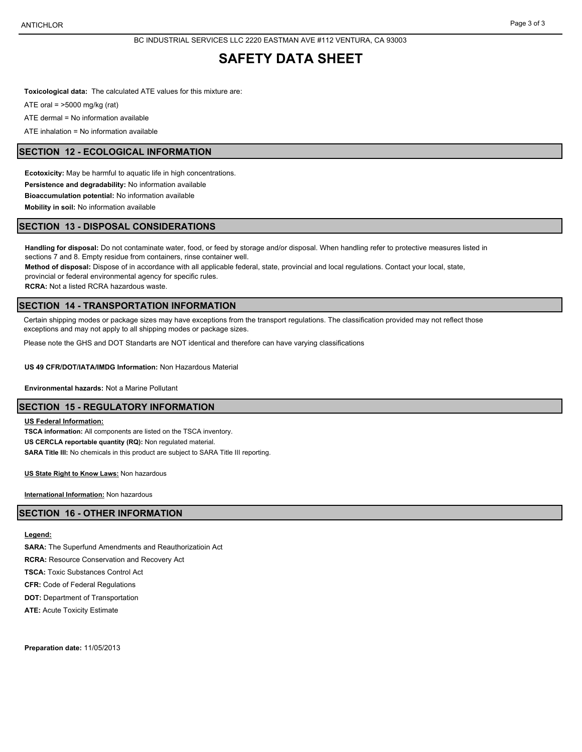BC INDUSTRIAL SERVICES LLC 2220 EASTMAN AVE #112 VENTURA, CA 93003

# SAFETY DATA SHEET

**Toxicological data:** The calculated ATE values for this mixture are:

ATE oral = >5000 mg/kg (rat)

ATE dermal = No information available

ATE inhalation = No information available

## SECTION 12 - ECOLOGICAL INFORMATION

**Ecotoxicity:** May be harmful to aquatic life in high concentrations.

**Persistence and degradability:** No information available

**Bioaccumulation potential:** No information available

**Mobility in soil:** No information available

## SECTION 13 - DISPOSAL CONSIDERATIONS

**Handling for disposal:** Do not contaminate water, food, or feed by storage and/or disposal. When handling refer to protective measures listed in sections 7 and 8. Empty residue from containers, rinse container well.

**Method of disposal:** Dispose of in accordance with all applicable federal, state, provincial and local regulations. Contact your local, state, provincial or federal environmental agency for specific rules.

**RCRA:** Not a listed RCRA hazardous waste.

## SECTION 14 - TRANSPORTATION INFORMATION

Certain shipping modes or package sizes may have exceptions from the transport regulations. The classification provided may not reflect those exceptions and may not apply to all shipping modes or package sizes.

Please note the GHS and DOT Standarts are NOT identical and therefore can have varying classifications

**US 49 CFR/DOT/IATA/IMDG Information:** Non Hazardous Material

**Environmental hazards:** Not a Marine Pollutant

## SECTION 15 - REGULATORY INFORMATION

**US Federal Information:**

**TSCA information:** All components are listed on the TSCA inventory.

**US CERCLA reportable quantity (RQ):** Non regulated material.

**SARA Title III:** No chemicals in this product are subject to SARA Title III reporting.

**US State Right to Know Laws:** Non hazardous

**International Information:** Non hazardous

## SECTION 16 - OTHER INFORMATION

**Legend:**

**SARA:** The Superfund Amendments and Reauthorizatioin Act

**RCRA:** Resource Conservation and Recovery Act

**TSCA:** Toxic Substances Control Act

**CFR:** Code of Federal Regulations

**DOT:** Department of Transportation

**ATE:** Acute Toxicity Estimate

**Preparation date:** 11/05/2013